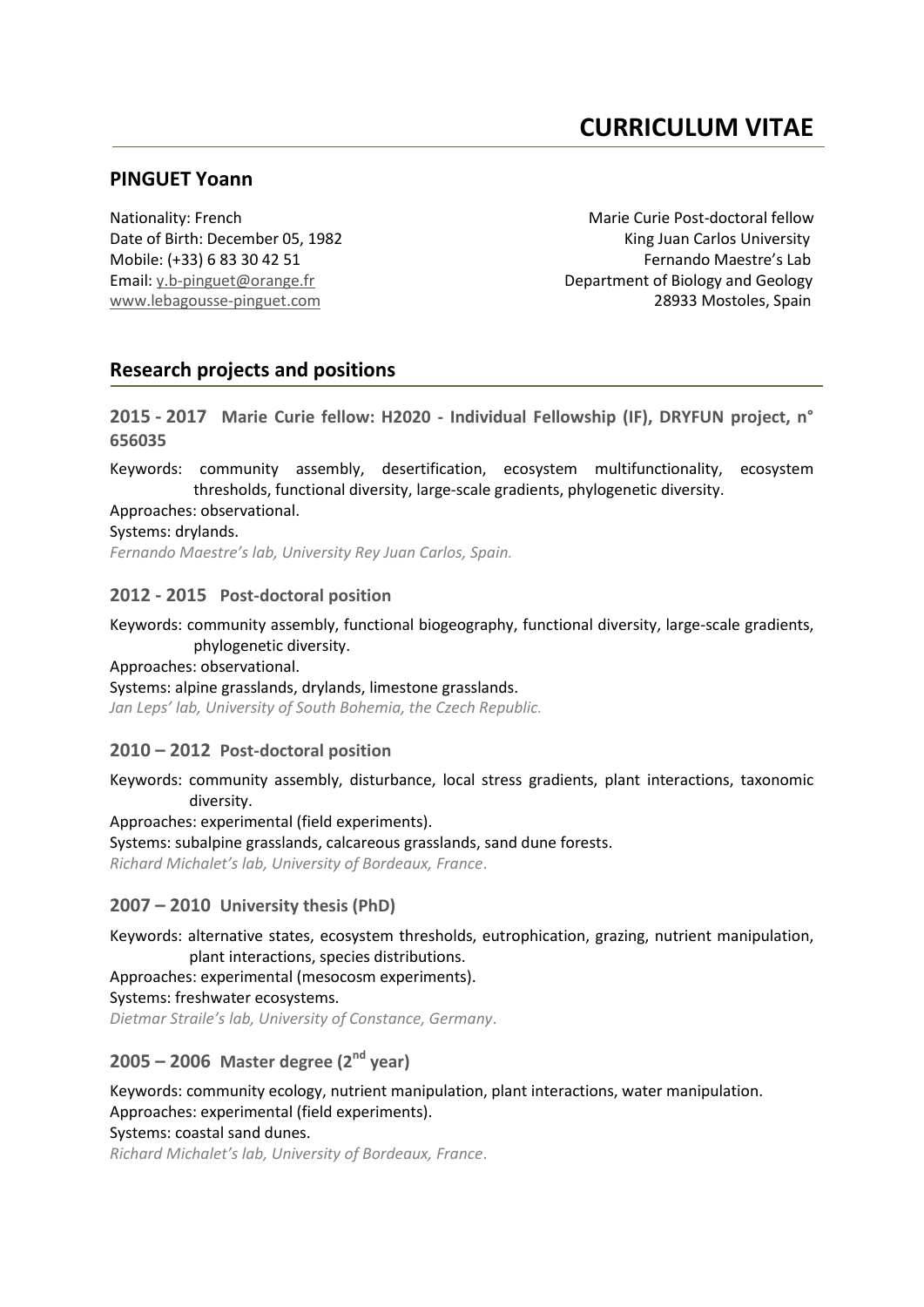# CURRICULUM VITAE

## PINGUET Yoann

Nationality: French
Date of Birth: December 05, 1982
Mobile: (+33) 6 83 30 42 51
Email: y.b-pinguet@orange.fr
www.lebagousse-pinguet.com

Marie Curie Post-doctoral fellow
King Juan Carlos University
Fernando Maestre's Lab
Department of Biology and Geology
28933 Mostoles, Spain

## Research projects and positions

### 2015 - 2017 Marie Curie fellow: H2020 - Individual Fellowship (IF), DRYFUN project, n° 656035

Keywords: community assembly, desertification, ecosystem multifunctionality, ecosystem thresholds, functional diversity, large-scale gradients, phylogenetic diversity.
Approaches: observational.
Systems: drylands.
*Fernando Maestre's lab, University Rey Juan Carlos, Spain.*

### 2012 - 2015 Post-doctoral position

Keywords: community assembly, functional biogeography, functional diversity, large-scale gradients, phylogenetic diversity.
Approaches: observational.
Systems: alpine grasslands, drylands, limestone grasslands.
*Jan Leps' lab, University of South Bohemia, the Czech Republic.*

### 2010 – 2012 Post-doctoral position

Keywords: community assembly, disturbance, local stress gradients, plant interactions, taxonomic diversity.
Approaches: experimental (field experiments).
Systems: subalpine grasslands, calcareous grasslands, sand dune forests.
*Richard Michalet's lab, University of Bordeaux, France.*

### 2007 – 2010 University thesis (PhD)

Keywords: alternative states, ecosystem thresholds, eutrophication, grazing, nutrient manipulation, plant interactions, species distributions.
Approaches: experimental (mesocosm experiments).
Systems: freshwater ecosystems.
*Dietmar Straile's lab, University of Constance, Germany.*

### 2005 – 2006 Master degree (2nd year)

Keywords: community ecology, nutrient manipulation, plant interactions, water manipulation.
Approaches: experimental (field experiments).
Systems: coastal sand dunes.
*Richard Michalet's lab, University of Bordeaux, France.*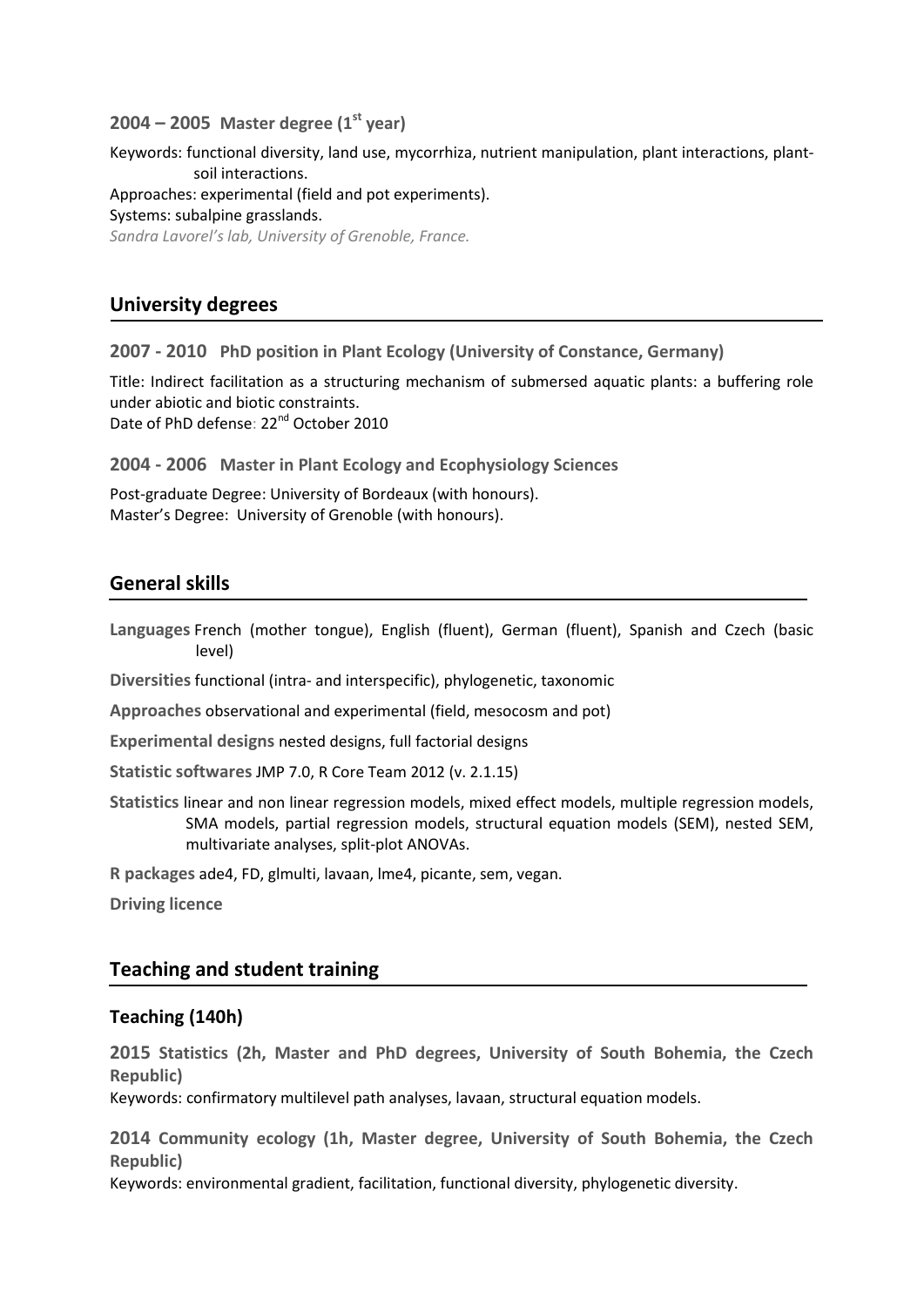### 2004 – 2005 Master degree (1st year)

Keywords: functional diversity, land use, mycorrhiza, nutrient manipulation, plant interactions, plant-soil interactions.
Approaches: experimental (field and pot experiments).
Systems: subalpine grasslands.
*Sandra Lavorel's lab, University of Grenoble, France.*

## University degrees

### 2007 - 2010 PhD position in Plant Ecology (University of Constance, Germany)

Title: Indirect facilitation as a structuring mechanism of submersed aquatic plants: a buffering role under abiotic and biotic constraints.
Date of PhD defense: 22nd October 2010

### 2004 - 2006 Master in Plant Ecology and Ecophysiology Sciences

Post-graduate Degree: University of Bordeaux (with honours).
Master's Degree: University of Grenoble (with honours).

## General skills

**Languages** French (mother tongue), English (fluent), German (fluent), Spanish and Czech (basic level)

**Diversities** functional (intra- and interspecific), phylogenetic, taxonomic

**Approaches** observational and experimental (field, mesocosm and pot)

**Experimental designs** nested designs, full factorial designs

**Statistic softwares** JMP 7.0, R Core Team 2012 (v. 2.1.15)

**Statistics** linear and non linear regression models, mixed effect models, multiple regression models, SMA models, partial regression models, structural equation models (SEM), nested SEM, multivariate analyses, split-plot ANOVAs.

**R packages** ade4, FD, glmulti, lavaan, lme4, picante, sem, vegan.

**Driving licence**

## Teaching and student training

### Teaching (140h)

**2015 Statistics (2h, Master and PhD degrees, University of South Bohemia, the Czech Republic)**
Keywords: confirmatory multilevel path analyses, lavaan, structural equation models.

**2014 Community ecology (1h, Master degree, University of South Bohemia, the Czech Republic)**
Keywords: environmental gradient, facilitation, functional diversity, phylogenetic diversity.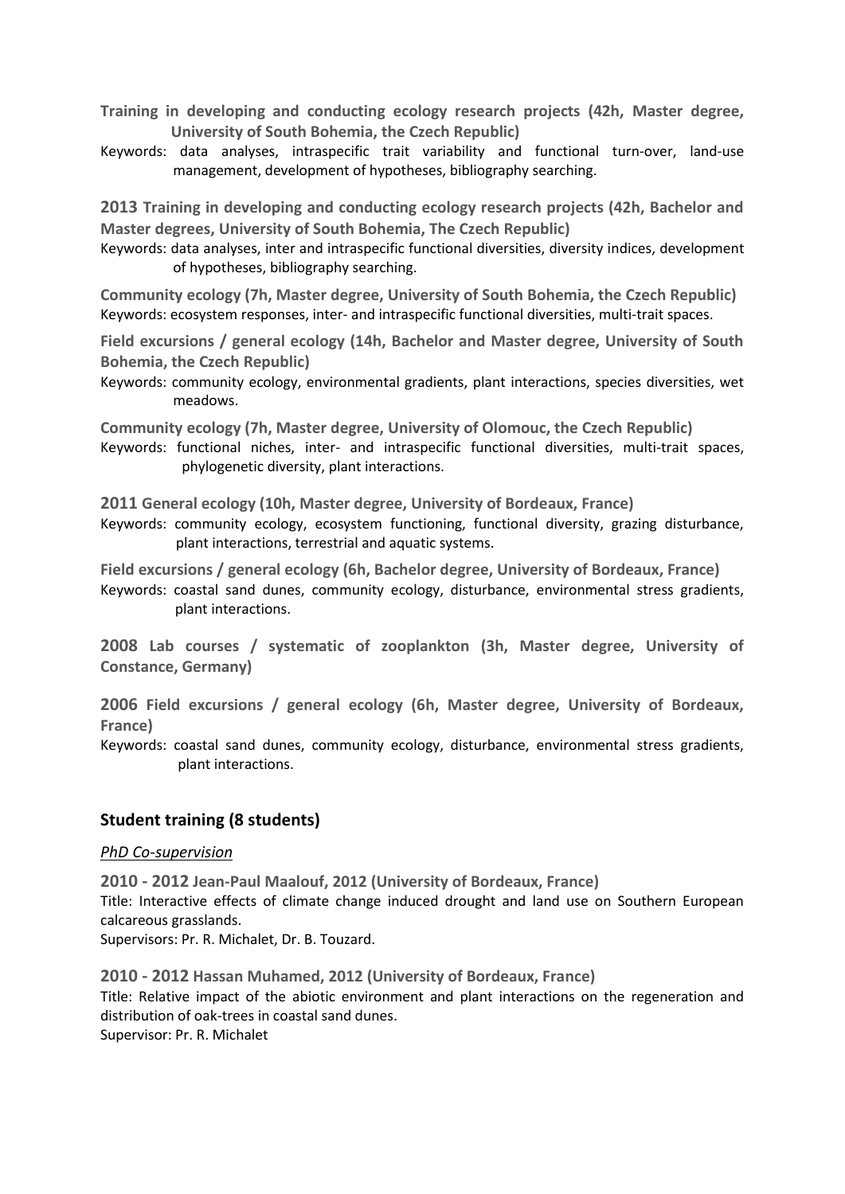**Training in developing and conducting ecology research projects (42h, Master degree, University of South Bohemia, the Czech Republic)**

Keywords: data analyses, intraspecific trait variability and functional turn-over, land-use management, development of hypotheses, bibliography searching.

**2013 Training in developing and conducting ecology research projects (42h, Bachelor and Master degrees, University of South Bohemia, The Czech Republic)**

Keywords: data analyses, inter and intraspecific functional diversities, diversity indices, development of hypotheses, bibliography searching.

**Community ecology (7h, Master degree, University of South Bohemia, the Czech Republic)**

Keywords: ecosystem responses, inter- and intraspecific functional diversities, multi-trait spaces.

**Field excursions / general ecology (14h, Bachelor and Master degree, University of South Bohemia, the Czech Republic)**

Keywords: community ecology, environmental gradients, plant interactions, species diversities, wet meadows.

**Community ecology (7h, Master degree, University of Olomouc, the Czech Republic)**

Keywords: functional niches, inter- and intraspecific functional diversities, multi-trait spaces, phylogenetic diversity, plant interactions.

**2011 General ecology (10h, Master degree, University of Bordeaux, France)**

Keywords: community ecology, ecosystem functioning, functional diversity, grazing disturbance, plant interactions, terrestrial and aquatic systems.

**Field excursions / general ecology (6h, Bachelor degree, University of Bordeaux, France)**

Keywords: coastal sand dunes, community ecology, disturbance, environmental stress gradients, plant interactions.

**2008 Lab courses / systematic of zooplankton (3h, Master degree, University of Constance, Germany)**

**2006 Field excursions / general ecology (6h, Master degree, University of Bordeaux, France)**

Keywords: coastal sand dunes, community ecology, disturbance, environmental stress gradients, plant interactions.

## Student training (8 students)

*PhD Co-supervision*

**2010 - 2012 Jean-Paul Maalouf, 2012 (University of Bordeaux, France)**

Title: Interactive effects of climate change induced drought and land use on Southern European calcareous grasslands.

Supervisors: Pr. R. Michalet, Dr. B. Touzard.

**2010 - 2012 Hassan Muhamed, 2012 (University of Bordeaux, France)**

Title: Relative impact of the abiotic environment and plant interactions on the regeneration and distribution of oak-trees in coastal sand dunes.

Supervisor: Pr. R. Michalet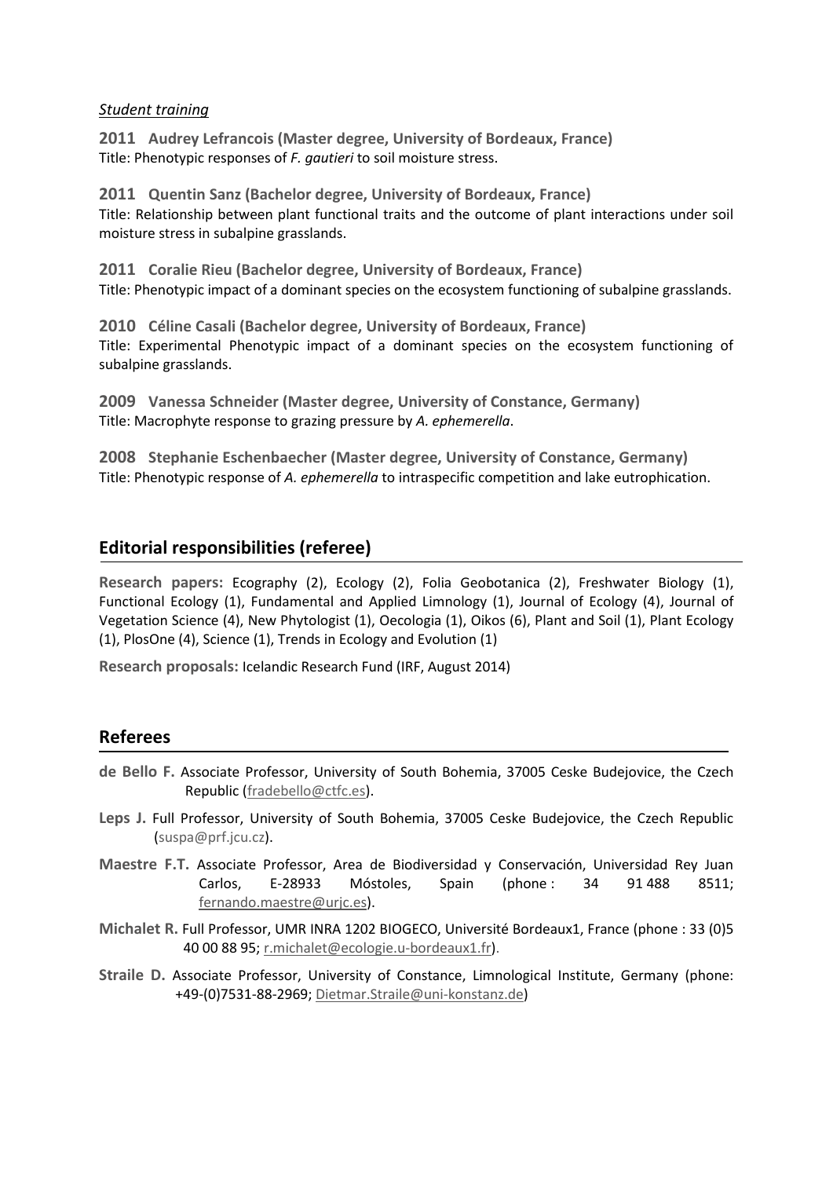*Student training*

**2011 Audrey Lefrancois (Master degree, University of Bordeaux, France)**
Title: Phenotypic responses of *F. gautieri* to soil moisture stress.

**2011 Quentin Sanz (Bachelor degree, University of Bordeaux, France)**
Title: Relationship between plant functional traits and the outcome of plant interactions under soil moisture stress in subalpine grasslands.

**2011 Coralie Rieu (Bachelor degree, University of Bordeaux, France)**
Title: Phenotypic impact of a dominant species on the ecosystem functioning of subalpine grasslands.

**2010 Céline Casali (Bachelor degree, University of Bordeaux, France)**
Title: Experimental Phenotypic impact of a dominant species on the ecosystem functioning of subalpine grasslands.

**2009 Vanessa Schneider (Master degree, University of Constance, Germany)**
Title: Macrophyte response to grazing pressure by *A. ephemerella*.

**2008 Stephanie Eschenbaecher (Master degree, University of Constance, Germany)**
Title: Phenotypic response of *A. ephemerella* to intraspecific competition and lake eutrophication.

## Editorial responsibilities (referee)

**Research papers:** Ecography (2), Ecology (2), Folia Geobotanica (2), Freshwater Biology (1), Functional Ecology (1), Fundamental and Applied Limnology (1), Journal of Ecology (4), Journal of Vegetation Science (4), New Phytologist (1), Oecologia (1), Oikos (6), Plant and Soil (1), Plant Ecology (1), PlosOne (4), Science (1), Trends in Ecology and Evolution (1)

**Research proposals:** Icelandic Research Fund (IRF, August 2014)

## Referees

**de Bello F.** Associate Professor, University of South Bohemia, 37005 Ceske Budejovice, the Czech Republic (fradebello@ctfc.es).

**Leps J.** Full Professor, University of South Bohemia, 37005 Ceske Budejovice, the Czech Republic (suspa@prf.jcu.cz).

**Maestre F.T.** Associate Professor, Area de Biodiversidad y Conservación, Universidad Rey Juan Carlos, E-28933 Móstoles, Spain (phone : 34 91 488 8511; fernando.maestre@urjc.es).

**Michalet R.** Full Professor, UMR INRA 1202 BIOGECO, Université Bordeaux1, France (phone : 33 (0)5 40 00 88 95; r.michalet@ecologie.u-bordeaux1.fr).

**Straile D.** Associate Professor, University of Constance, Limnological Institute, Germany (phone: +49-(0)7531-88-2969; Dietmar.Straile@uni-konstanz.de)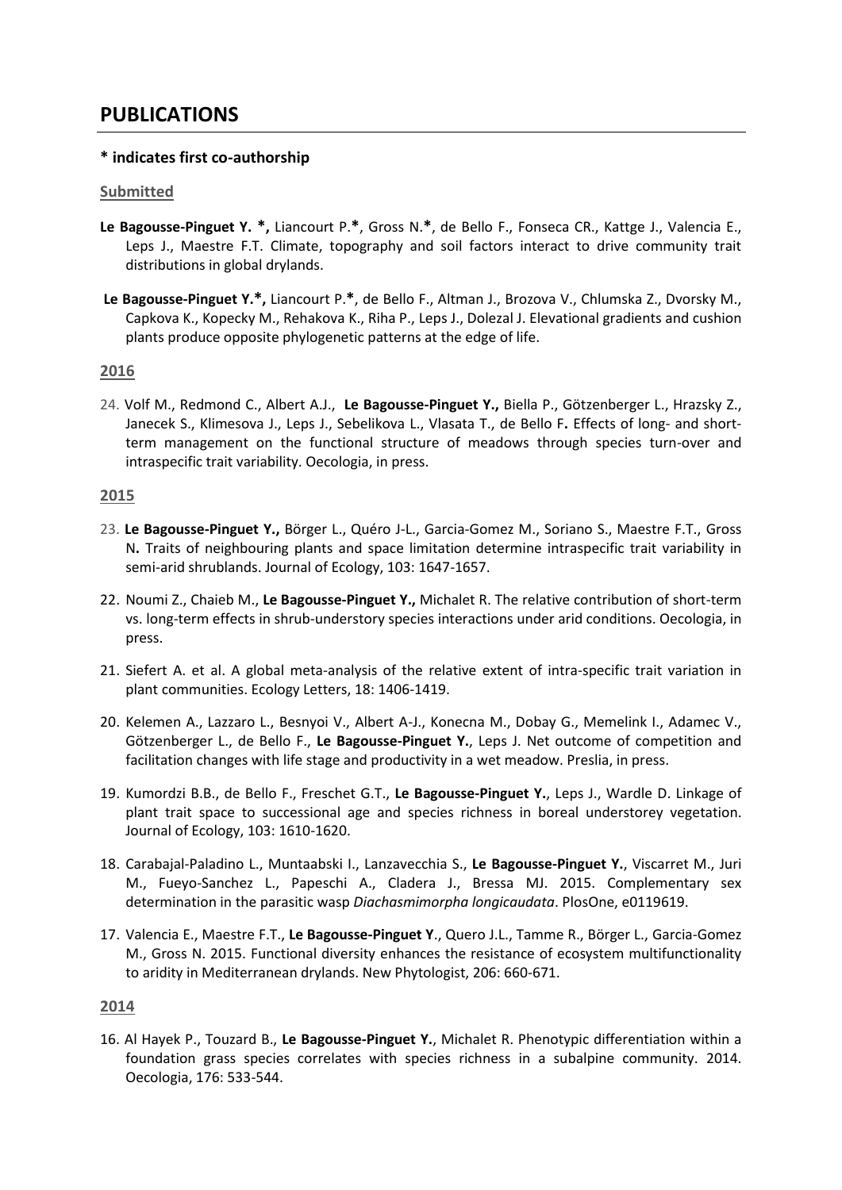## PUBLICATIONS

**\* indicates first co-authorship**

### Submitted

**Le Bagousse-Pinguet Y. \*,** Liancourt P.**\***, Gross N.**\***, de Bello F., Fonseca CR., Kattge J., Valencia E., Leps J., Maestre F.T. Climate, topography and soil factors interact to drive community trait distributions in global drylands.

**Le Bagousse-Pinguet Y.\*,** Liancourt P.**\***, de Bello F., Altman J., Brozova V., Chlumska Z., Dvorsky M., Capkova K., Kopecky M., Rehakova K., Riha P., Leps J., Dolezal J. Elevational gradients and cushion plants produce opposite phylogenetic patterns at the edge of life.

### 2016

24. Volf M., Redmond C., Albert A.J., **Le Bagousse-Pinguet Y.,** Biella P., Götzenberger L., Hrazsky Z., Janecek S., Klimesova J., Leps J., Sebelikova L., Vlasata T., de Bello F**.** Effects of long- and short-term management on the functional structure of meadows through species turn-over and intraspecific trait variability. Oecologia, in press.

### 2015

23. **Le Bagousse-Pinguet Y.,** Börger L., Quéro J-L., Garcia-Gomez M., Soriano S., Maestre F.T., Gross N**.** Traits of neighbouring plants and space limitation determine intraspecific trait variability in semi-arid shrublands. Journal of Ecology, 103: 1647-1657.
22. Noumi Z., Chaieb M., **Le Bagousse-Pinguet Y.,** Michalet R. The relative contribution of short-term vs. long-term effects in shrub-understory species interactions under arid conditions. Oecologia, in press.
21. Siefert A. et al. A global meta-analysis of the relative extent of intra-specific trait variation in plant communities. Ecology Letters, 18: 1406-1419.
20. Kelemen A., Lazzaro L., Besnyoi V., Albert A-J., Konecna M., Dobay G., Memelink I., Adamec V., Götzenberger L., de Bello F., **Le Bagousse-Pinguet Y.**, Leps J. Net outcome of competition and facilitation changes with life stage and productivity in a wet meadow. Preslia, in press.
19. Kumordzi B.B., de Bello F., Freschet G.T., **Le Bagousse-Pinguet Y.**, Leps J., Wardle D. Linkage of plant trait space to successional age and species richness in boreal understorey vegetation. Journal of Ecology, 103: 1610-1620.
18. Carabajal-Paladino L., Muntaabski I., Lanzavecchia S., **Le Bagousse-Pinguet Y.**, Viscarret M., Juri M., Fueyo-Sanchez L., Papeschi A., Cladera J., Bressa MJ. 2015. Complementary sex determination in the parasitic wasp *Diachasmimorpha longicaudata*. PlosOne, e0119619.
17. Valencia E., Maestre F.T., **Le Bagousse-Pinguet Y**., Quero J.L., Tamme R., Börger L., Garcia-Gomez M., Gross N. 2015. Functional diversity enhances the resistance of ecosystem multifunctionality to aridity in Mediterranean drylands. New Phytologist, 206: 660-671.

### 2014

16. Al Hayek P., Touzard B., **Le Bagousse-Pinguet Y.**, Michalet R. Phenotypic differentiation within a foundation grass species correlates with species richness in a subalpine community. 2014. Oecologia, 176: 533-544.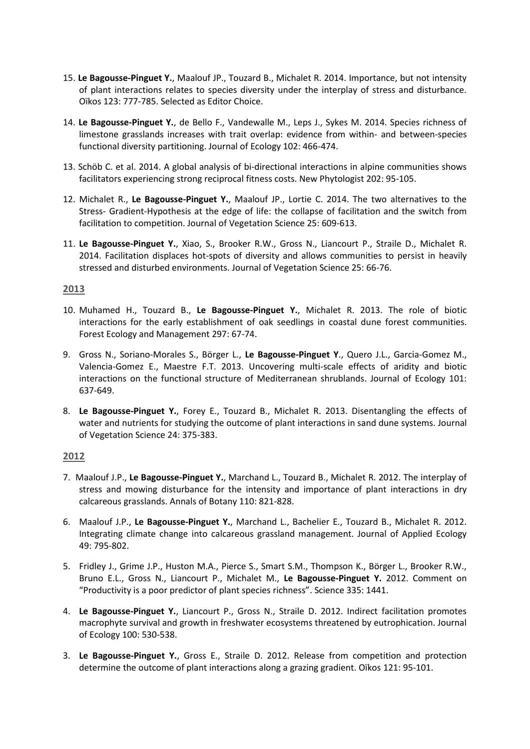15. **Le Bagousse-Pinguet Y.**, Maalouf JP., Touzard B., Michalet R. 2014. Importance, but not intensity of plant interactions relates to species diversity under the interplay of stress and disturbance. Oïkos 123: 777-785. Selected as Editor Choice.

14. **Le Bagousse-Pinguet Y.**, de Bello F., Vandewalle M., Leps J., Sykes M. 2014. Species richness of limestone grasslands increases with trait overlap: evidence from within- and between-species functional diversity partitioning. Journal of Ecology 102: 466-474.

13. Schöb C. et al. 2014. A global analysis of bi-directional interactions in alpine communities shows facilitators experiencing strong reciprocal fitness costs. New Phytologist 202: 95-105.

12. Michalet R., **Le Bagousse-Pinguet Y.**, Maalouf JP., Lortie C. 2014. The two alternatives to the Stress- Gradient-Hypothesis at the edge of life: the collapse of facilitation and the switch from facilitation to competition. Journal of Vegetation Science 25: 609-613.

11. **Le Bagousse-Pinguet Y.**, Xiao, S., Brooker R.W., Gross N., Liancourt P., Straile D., Michalet R. 2014. Facilitation displaces hot-spots of diversity and allows communities to persist in heavily stressed and disturbed environments. Journal of Vegetation Science 25: 66-76.

## 2013

10. Muhamed H., Touzard B., **Le Bagousse-Pinguet Y.**, Michalet R. 2013. The role of biotic interactions for the early establishment of oak seedlings in coastal dune forest communities. Forest Ecology and Management 297: 67-74.

9. Gross N., Soriano-Morales S., Börger L., **Le Bagousse-Pinguet Y**., Quero J.L., Garcia-Gomez M., Valencia-Gomez E., Maestre F.T. 2013. Uncovering multi-scale effects of aridity and biotic interactions on the functional structure of Mediterranean shrublands. Journal of Ecology 101: 637-649.

8. **Le Bagousse-Pinguet Y.**, Forey E., Touzard B., Michalet R. 2013. Disentangling the effects of water and nutrients for studying the outcome of plant interactions in sand dune systems. Journal of Vegetation Science 24: 375-383.

## 2012

7. Maalouf J.P., **Le Bagousse-Pinguet Y.**, Marchand L., Touzard B., Michalet R. 2012. The interplay of stress and mowing disturbance for the intensity and importance of plant interactions in dry calcareous grasslands. Annals of Botany 110: 821-828.

6. Maalouf J.P., **Le Bagousse-Pinguet Y.**, Marchand L., Bachelier E., Touzard B., Michalet R. 2012. Integrating climate change into calcareous grassland management. Journal of Applied Ecology 49: 795-802.

5. Fridley J., Grime J.P., Huston M.A., Pierce S., Smart S.M., Thompson K., Börger L., Brooker R.W., Bruno E.L., Gross N., Liancourt P., Michalet M., **Le Bagousse-Pinguet Y.** 2012. Comment on "Productivity is a poor predictor of plant species richness". Science 335: 1441.

4. **Le Bagousse-Pinguet Y.**, Liancourt P., Gross N., Straile D. 2012. Indirect facilitation promotes macrophyte survival and growth in freshwater ecosystems threatened by eutrophication. Journal of Ecology 100: 530-538.

3. **Le Bagousse-Pinguet Y.**, Gross E., Straile D. 2012. Release from competition and protection determine the outcome of plant interactions along a grazing gradient. Oïkos 121: 95-101.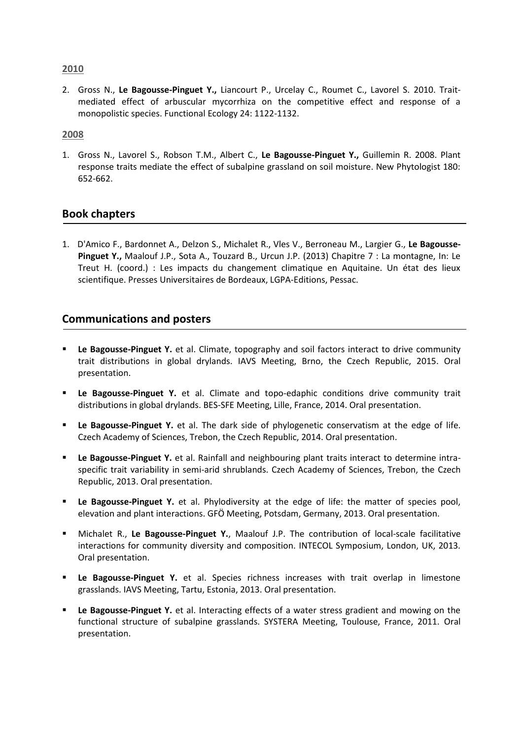**2010**

2. Gross N., **Le Bagousse-Pinguet Y.,** Liancourt P., Urcelay C., Roumet C., Lavorel S. 2010. Trait-mediated effect of arbuscular mycorrhiza on the competitive effect and response of a monopolistic species. Functional Ecology 24: 1122-1132.

**2008**

1. Gross N., Lavorel S., Robson T.M., Albert C., **Le Bagousse-Pinguet Y.,** Guillemin R. 2008. Plant response traits mediate the effect of subalpine grassland on soil moisture. New Phytologist 180: 652-662.

## Book chapters

1. D'Amico F., Bardonnet A., Delzon S., Michalet R., Vles V., Berroneau M., Largier G., **Le Bagousse-Pinguet Y.,** Maalouf J.P., Sota A., Touzard B., Urcun J.P. (2013) Chapitre 7 : La montagne, In: Le Treut H. (coord.) : Les impacts du changement climatique en Aquitaine. Un état des lieux scientifique. Presses Universitaires de Bordeaux, LGPA-Editions, Pessac.

## Communications and posters

- **Le Bagousse-Pinguet Y.** et al. Climate, topography and soil factors interact to drive community trait distributions in global drylands. IAVS Meeting, Brno, the Czech Republic, 2015. Oral presentation.
- **Le Bagousse-Pinguet Y.** et al. Climate and topo-edaphic conditions drive community trait distributions in global drylands. BES-SFE Meeting, Lille, France, 2014. Oral presentation.
- **Le Bagousse-Pinguet Y.** et al. The dark side of phylogenetic conservatism at the edge of life. Czech Academy of Sciences, Trebon, the Czech Republic, 2014. Oral presentation.
- **Le Bagousse-Pinguet Y.** et al. Rainfall and neighbouring plant traits interact to determine intra-specific trait variability in semi-arid shrublands. Czech Academy of Sciences, Trebon, the Czech Republic, 2013. Oral presentation.
- **Le Bagousse-Pinguet Y.** et al. Phylodiversity at the edge of life: the matter of species pool, elevation and plant interactions. GFÖ Meeting, Potsdam, Germany, 2013. Oral presentation.
- Michalet R., **Le Bagousse-Pinguet Y.**, Maalouf J.P. The contribution of local-scale facilitative interactions for community diversity and composition. INTECOL Symposium, London, UK, 2013. Oral presentation.
- **Le Bagousse-Pinguet Y.** et al. Species richness increases with trait overlap in limestone grasslands. IAVS Meeting, Tartu, Estonia, 2013. Oral presentation.
- **Le Bagousse-Pinguet Y.** et al. Interacting effects of a water stress gradient and mowing on the functional structure of subalpine grasslands. SYSTERA Meeting, Toulouse, France, 2011. Oral presentation.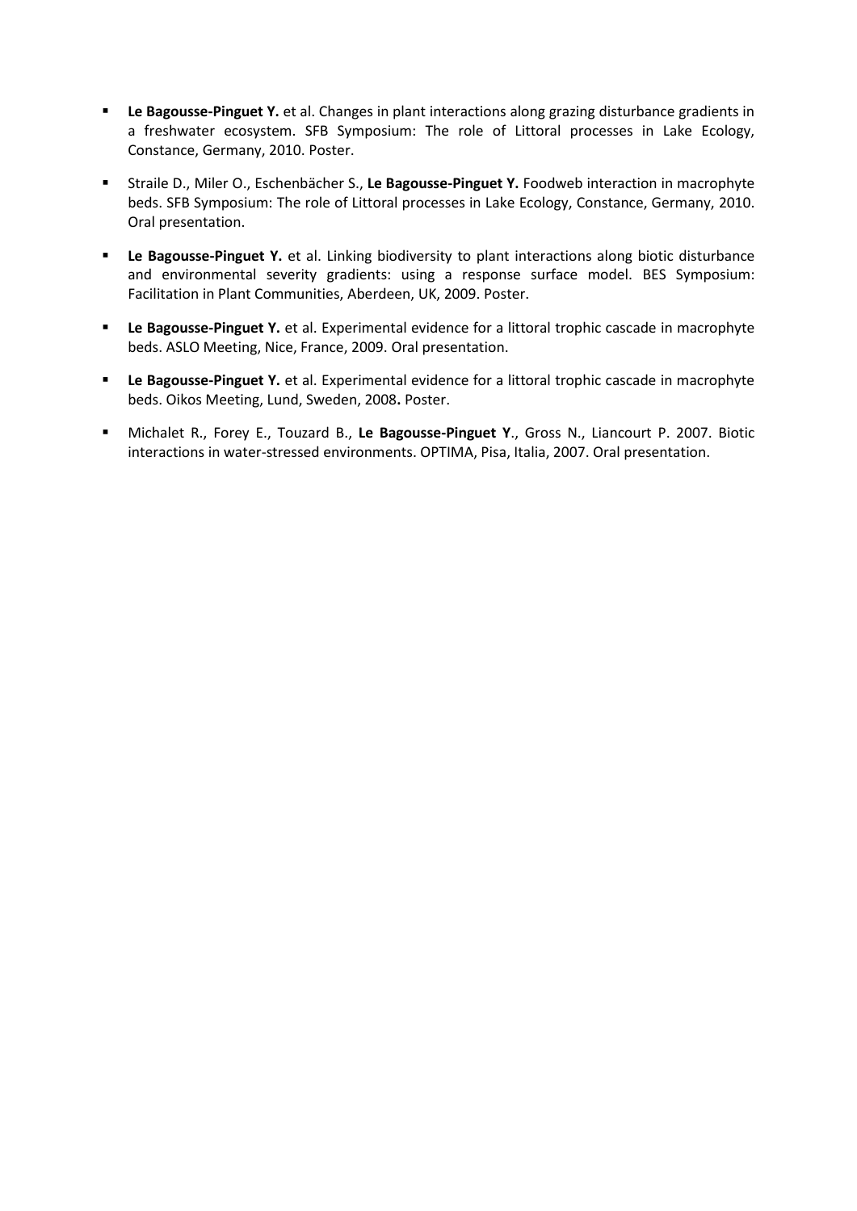- **Le Bagousse-Pinguet Y.** et al. Changes in plant interactions along grazing disturbance gradients in a freshwater ecosystem. SFB Symposium: The role of Littoral processes in Lake Ecology, Constance, Germany, 2010. Poster.

- Straile D., Miler O., Eschenbächer S., **Le Bagousse-Pinguet Y.** Foodweb interaction in macrophyte beds. SFB Symposium: The role of Littoral processes in Lake Ecology, Constance, Germany, 2010. Oral presentation.

- **Le Bagousse-Pinguet Y.** et al. Linking biodiversity to plant interactions along biotic disturbance and environmental severity gradients: using a response surface model. BES Symposium: Facilitation in Plant Communities, Aberdeen, UK, 2009. Poster.

- **Le Bagousse-Pinguet Y.** et al. Experimental evidence for a littoral trophic cascade in macrophyte beds. ASLO Meeting, Nice, France, 2009. Oral presentation.

- **Le Bagousse-Pinguet Y.** et al. Experimental evidence for a littoral trophic cascade in macrophyte beds. Oikos Meeting, Lund, Sweden, 2008**.** Poster.

- Michalet R., Forey E., Touzard B., **Le Bagousse-Pinguet Y**., Gross N., Liancourt P. 2007. Biotic interactions in water-stressed environments. OPTIMA, Pisa, Italia, 2007. Oral presentation.